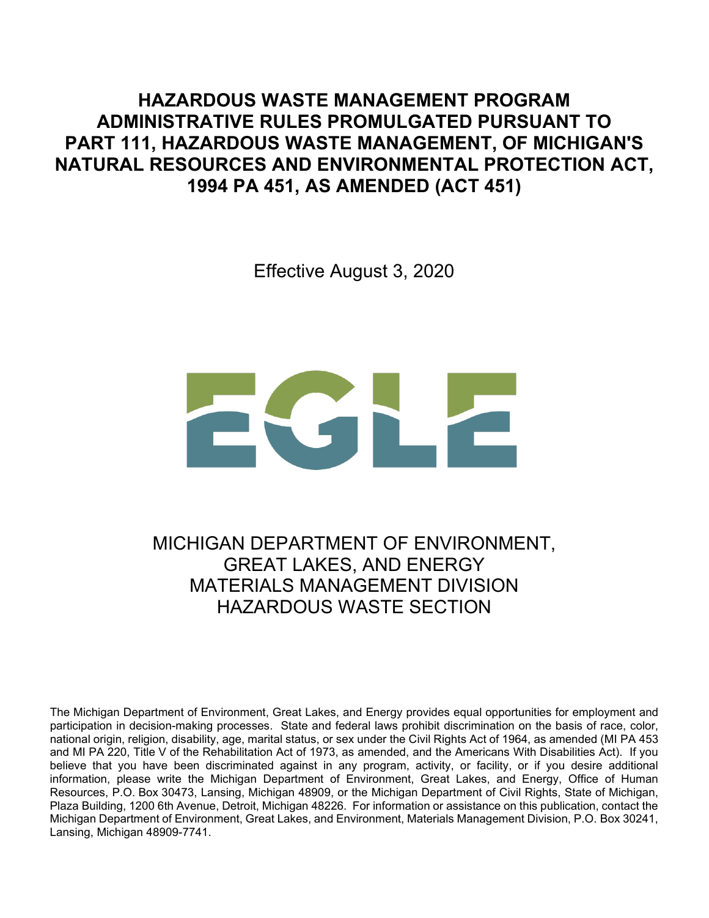# HAZARDOUS WASTE MANAGEMENT PROGRAM ADMINISTRATIVE RULES PROMULGATED PURSUANT TO PART 111, HAZARDOUS WASTE MANAGEMENT, OF MICHIGAN'S NATURAL RESOURCES AND ENVIRONMENTAL PROTECTION ACT, 1994 PA 451, AS AMENDED (ACT 451)

Effective August 3, 2020

EGLE

MICHIGAN DEPARTMENT OF ENVIRONMENT, GREAT LAKES, AND ENERGY
MATERIALS MANAGEMENT DIVISION
HAZARDOUS WASTE SECTION

The Michigan Department of Environment, Great Lakes, and Energy provides equal opportunities for employment and participation in decision-making processes. State and federal laws prohibit discrimination on the basis of race, color, national origin, religion, disability, age, marital status, or sex under the Civil Rights Act of 1964, as amended (MI PA 453 and MI PA 220, Title V of the Rehabilitation Act of 1973, as amended, and the Americans With Disabilities Act). If you believe that you have been discriminated against in any program, activity, or facility, or if you desire additional information, please write the Michigan Department of Environment, Great Lakes, and Energy, Office of Human Resources, P.O. Box 30473, Lansing, Michigan 48909, or the Michigan Department of Civil Rights, State of Michigan, Plaza Building, 1200 6th Avenue, Detroit, Michigan 48226. For information or assistance on this publication, contact the Michigan Department of Environment, Great Lakes, and Environment, Materials Management Division, P.O. Box 30241, Lansing, Michigan 48909-7741.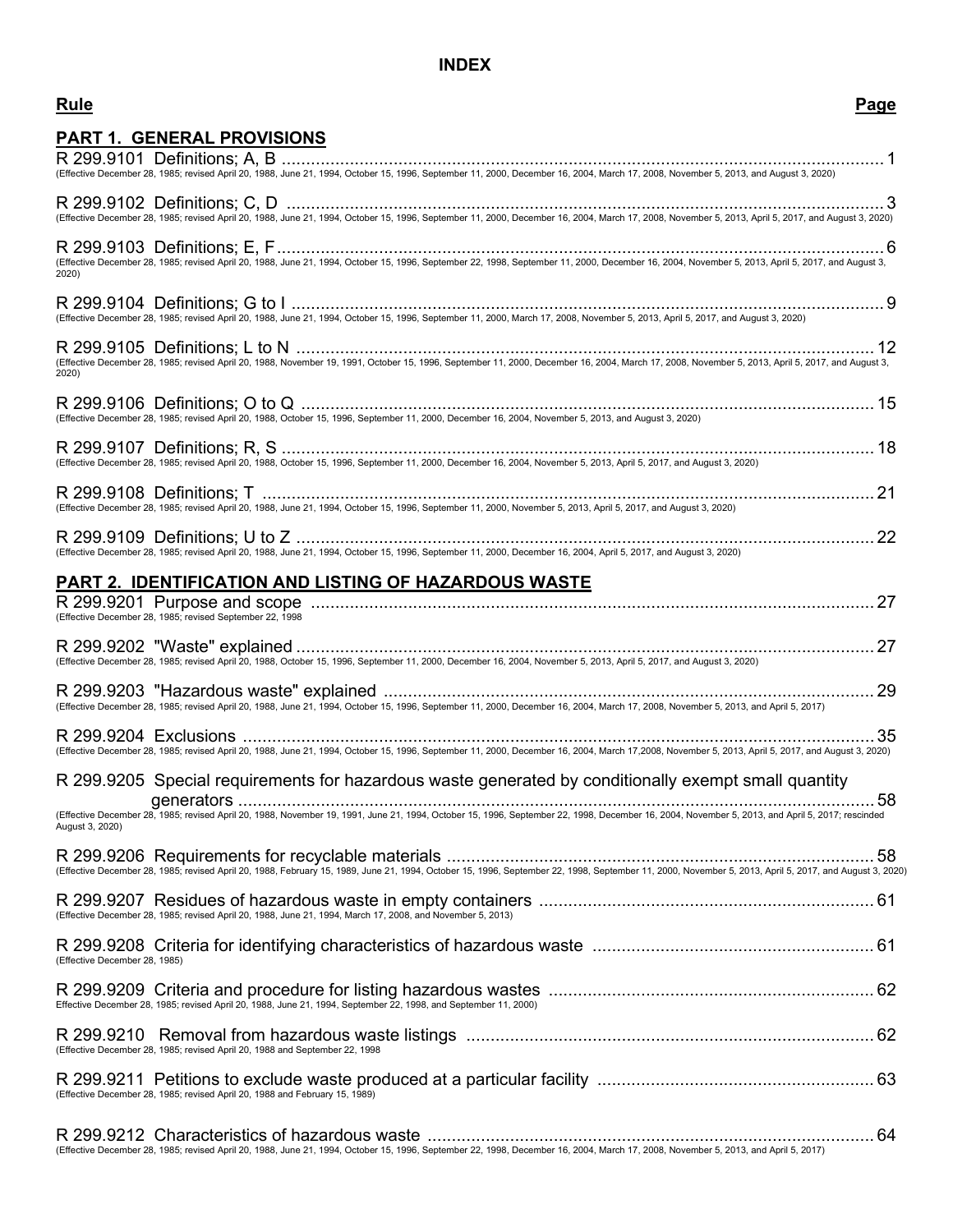# INDEX

**Rule** **Page**

## PART 1. GENERAL PROVISIONS

R 299.9101 Definitions; A, B ........................................................................................................................... 1
(Effective December 28, 1985; revised April 20, 1988, June 21, 1994, October 15, 1996, September 11, 2000, December 16, 2004, March 17, 2008, November 5, 2013, and August 3, 2020)

R 299.9102 Definitions; C, D ........................................................................................................................... 3
(Effective December 28, 1985; revised April 20, 1988, June 21, 1994, October 15, 1996, September 11, 2000, December 16, 2004, March 17, 2008, November 5, 2013, April 5, 2017, and August 3, 2020)

R 299.9103 Definitions; E, F ........................................................................................................................... 6
(Effective December 28, 1985; revised April 20, 1988, June 21, 1994, October 15, 1996, September 22, 1998, September 11, 2000, December 16, 2004, November 5, 2013, April 5, 2017, and August 3, 2020)

R 299.9104 Definitions; G to I ........................................................................................................................ 9
(Effective December 28, 1985; revised April 20, 1988, June 21, 1994, October 15, 1996, September 11, 2000, March 17, 2008, November 5, 2013, April 5, 2017, and August 3, 2020)

R 299.9105 Definitions; L to N ...................................................................................................................... 12
(Effective December 28, 1985; revised April 20, 1988, November 19, 1991, October 15, 1996, September 11, 2000, December 16, 2004, March 17, 2008, November 5, 2013, April 5, 2017, and August 3, 2020)

R 299.9106 Definitions; O to Q ..................................................................................................................... 15
(Effective December 28, 1985; revised April 20, 1988, October 15, 1996, September 11, 2000, December 16, 2004, November 5, 2013, and August 3, 2020)

R 299.9107 Definitions; R, S ......................................................................................................................... 18
(Effective December 28, 1985; revised April 20, 1988, October 15, 1996, September 11, 2000, December 16, 2004, November 5, 2013, April 5, 2017, and August 3, 2020)

R 299.9108 Definitions; T ............................................................................................................................. 21
(Effective December 28, 1985; revised April 20, 1988, June 21, 1994, October 15, 1996, September 11, 2000, November 5, 2013, April 5, 2017, and August 3, 2020)

R 299.9109 Definitions; U to Z ...................................................................................................................... 22
(Effective December 28, 1985; revised April 20, 1988, June 21, 1994, October 15, 1996, September 11, 2000, December 16, 2004, April 5, 2017, and August 3, 2020)

## PART 2. IDENTIFICATION AND LISTING OF HAZARDOUS WASTE

R 299.9201 Purpose and scope ..................................................................................................................... 27
(Effective December 28, 1985; revised September 22, 1998

R 299.9202 "Waste" explained ....................................................................................................................... 27
(Effective December 28, 1985; revised April 20, 1988, October 15, 1996, September 11, 2000, December 16, 2004, November 5, 2013, April 5, 2017, and August 3, 2020)

R 299.9203 "Hazardous waste" explained ..................................................................................................... 29
(Effective December 28, 1985; revised April 20, 1988, June 21, 1994, October 15, 1996, September 11, 2000, December 16, 2004, March 17, 2008, November 5, 2013, and April 5, 2017)

R 299.9204 Exclusions ................................................................................................................................... 35
(Effective December 28, 1985; revised April 20, 1988, June 21, 1994, October 15, 1996, September 11, 2000, December 16, 2004, March 17,2008, November 5, 2013, April 5, 2017, and August 3, 2020)

R 299.9205 Special requirements for hazardous waste generated by conditionally exempt small quantity generators ..................................................................................................................................... 58
(Effective December 28, 1985; revised April 20, 1988, November 19, 1991, June 21, 1994, October 15, 1996, September 22, 1998, December 16, 2004, November 5, 2013, and April 5, 2017; rescinded August 3, 2020)

R 299.9206 Requirements for recyclable materials ....................................................................................... 58
(Effective December 28, 1985; revised April 20, 1988, February 15, 1989, June 21, 1994, October 15, 1996, September 22, 1998, September 11, 2000, November 5, 2013, April 5, 2017, and August 3, 2020)

R 299.9207 Residues of hazardous waste in empty containers ..................................................................... 61
(Effective December 28, 1985; revised April 20, 1988, June 21, 1994, March 17, 2008, and November 5, 2013)

R 299.9208 Criteria for identifying characteristics of hazardous waste ......................................................... 61
(Effective December 28, 1985)

R 299.9209 Criteria and procedure for listing hazardous wastes .................................................................. 62
Effective December 28, 1985; revised April 20, 1988, June 21, 1994, September 22, 1998, and September 11, 2000)

R 299.9210 Removal from hazardous waste listings ..................................................................................... 62
(Effective December 28, 1985; revised April 20, 1988 and September 22, 1998

R 299.9211 Petitions to exclude waste produced at a particular facility ........................................................ 63
(Effective December 28, 1985; revised April 20, 1988 and February 15, 1989)

R 299.9212 Characteristics of hazardous waste ............................................................................................ 64
(Effective December 28, 1985; revised April 20, 1988, June 21, 1994, October 15, 1996, September 22, 1998, December 16, 2004, March 17, 2008, November 5, 2013, and April 5, 2017)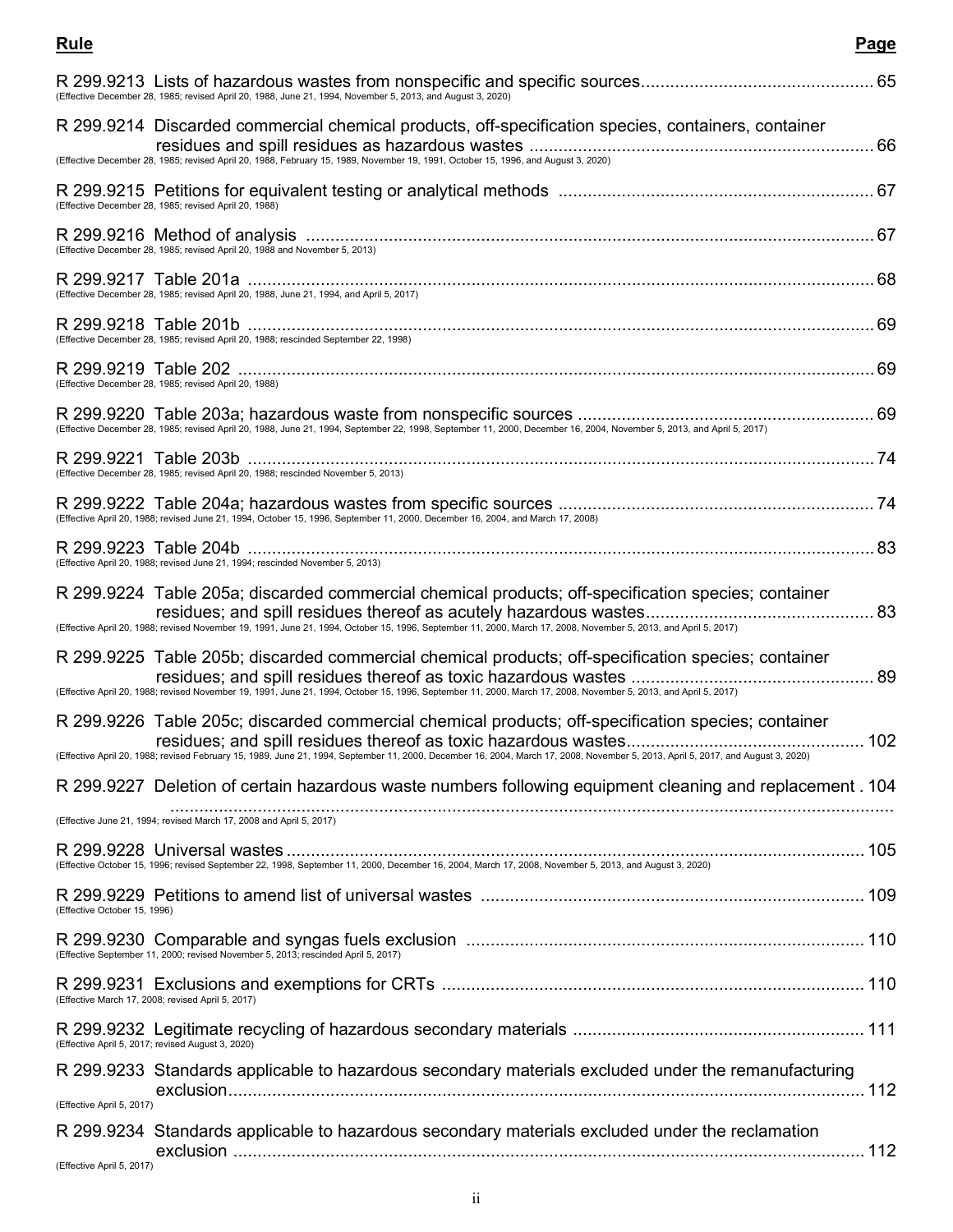| **Rule** | **Page** |
|---|---|
| R 299.9213 Lists of hazardous wastes from nonspecific and specific sources<br>(Effective December 28, 1985; revised April 20, 1988, June 21, 1994, November 5, 2013, and August 3, 2020) | 65 |
| R 299.9214 Discarded commercial chemical products, off-specification species, containers, container residues and spill residues as hazardous wastes<br>(Effective December 28, 1985; revised April 20, 1988, February 15, 1989, November 19, 1991, October 15, 1996, and August 3, 2020) | 66 |
| R 299.9215 Petitions for equivalent testing or analytical methods<br>(Effective December 28, 1985; revised April 20, 1988) | 67 |
| R 299.9216 Method of analysis<br>(Effective December 28, 1985; revised April 20, 1988 and November 5, 2013) | 67 |
| R 299.9217 Table 201a<br>(Effective December 28, 1985; revised April 20, 1988, June 21, 1994, and April 5, 2017) | 68 |
| R 299.9218 Table 201b<br>(Effective December 28, 1985; revised April 20, 1988; rescinded September 22, 1998) | 69 |
| R 299.9219 Table 202<br>(Effective December 28, 1985; revised April 20, 1988) | 69 |
| R 299.9220 Table 203a; hazardous waste from nonspecific sources<br>(Effective December 28, 1985; revised April 20, 1988, June 21, 1994, September 22, 1998, September 11, 2000, December 16, 2004, November 5, 2013, and April 5, 2017) | 69 |
| R 299.9221 Table 203b<br>(Effective December 28, 1985; revised April 20, 1988; rescinded November 5, 2013) | 74 |
| R 299.9222 Table 204a; hazardous wastes from specific sources<br>(Effective April 20, 1988; revised June 21, 1994, October 15, 1996, September 11, 2000, December 16, 2004, and March 17, 2008) | 74 |
| R 299.9223 Table 204b<br>(Effective April 20, 1988; revised June 21, 1994; rescinded November 5, 2013) | 83 |
| R 299.9224 Table 205a; discarded commercial chemical products; off-specification species; container residues; and spill residues thereof as acutely hazardous wastes<br>(Effective April 20, 1988; revised November 19, 1991, June 21, 1994, October 15, 1996, September 11, 2000, March 17, 2008, November 5, 2013, and April 5, 2017) | 83 |
| R 299.9225 Table 205b; discarded commercial chemical products; off-specification species; container residues; and spill residues thereof as toxic hazardous wastes<br>(Effective April 20, 1988; revised November 19, 1991, June 21, 1994, October 15, 1996, September 11, 2000, March 17, 2008, November 5, 2013, and April 5, 2017) | 89 |
| R 299.9226 Table 205c; discarded commercial chemical products; off-specification species; container residues; and spill residues thereof as toxic hazardous wastes<br>(Effective April 20, 1988; revised February 15, 1989, June 21, 1994, September 11, 2000, December 16, 2004, March 17, 2008, November 5, 2013, April 5, 2017, and August 3, 2020) | 102 |
| R 299.9227 Deletion of certain hazardous waste numbers following equipment cleaning and replacement<br>(Effective June 21, 1994; revised March 17, 2008 and April 5, 2017) | 104 |
| R 299.9228 Universal wastes<br>(Effective October 15, 1996; revised September 22, 1998, September 11, 2000, December 16, 2004, March 17, 2008, November 5, 2013, and August 3, 2020) | 105 |
| R 299.9229 Petitions to amend list of universal wastes<br>(Effective October 15, 1996) | 109 |
| R 299.9230 Comparable and syngas fuels exclusion<br>(Effective September 11, 2000; revised November 5, 2013; rescinded April 5, 2017) | 110 |
| R 299.9231 Exclusions and exemptions for CRTs<br>(Effective March 17, 2008; revised April 5, 2017) | 110 |
| R 299.9232 Legitimate recycling of hazardous secondary materials<br>(Effective April 5, 2017; revised August 3, 2020) | 111 |
| R 299.9233 Standards applicable to hazardous secondary materials excluded under the remanufacturing exclusion<br>(Effective April 5, 2017) | 112 |
| R 299.9234 Standards applicable to hazardous secondary materials excluded under the reclamation exclusion<br>(Effective April 5, 2017) | 112 |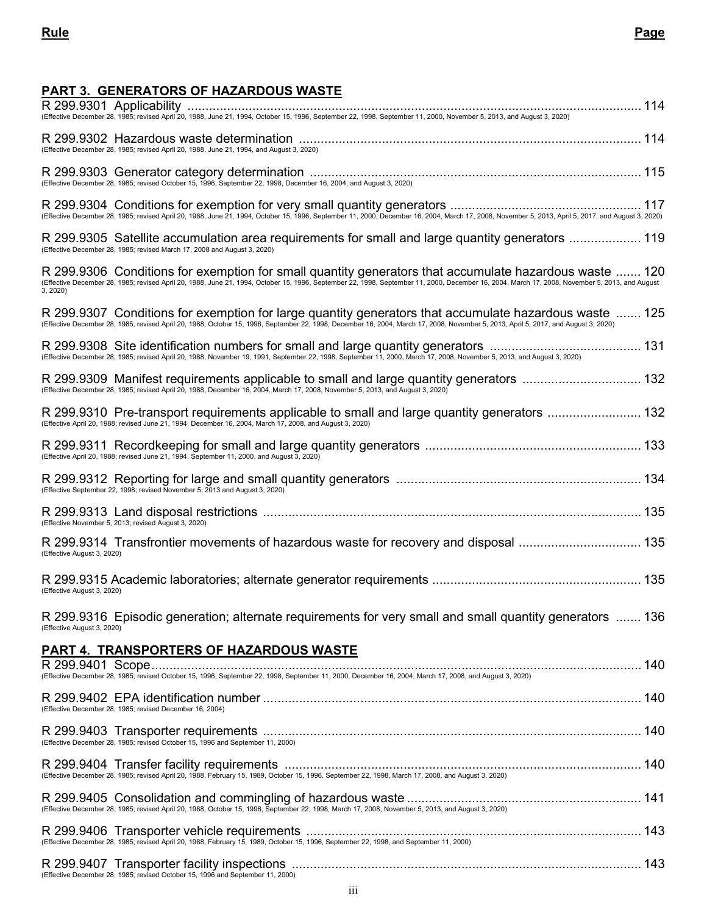**Rule** **Page**

## PART 3. GENERATORS OF HAZARDOUS WASTE

R 299.9301 Applicability ............................................................................................................................... 114
(Effective December 28, 1985; revised April 20, 1988, June 21, 1994, October 15, 1996, September 22, 1998, September 11, 2000, November 5, 2013, and August 3, 2020)

R 299.9302 Hazardous waste determination ............................................................................................. 114
(Effective December 28, 1985; revised April 20, 1988, June 21, 1994, and August 3, 2020)

R 299.9303 Generator category determination .......................................................................................... 115
(Effective December 28, 1985; revised October 15, 1996, September 22, 1998, December 16, 2004, and August 3, 2020)

R 299.9304 Conditions for exemption for very small quantity generators ................................................... 117
(Effective December 28, 1985; revised April 20, 1988, June 21, 1994, October 15, 1996, September 11, 2000, December 16, 2004, March 17, 2008, November 5, 2013, April 5, 2017, and August 3, 2020)

R 299.9305 Satellite accumulation area requirements for small and large quantity generators .................... 119
(Effective December 28, 1985; revised March 17, 2008 and August 3, 2020)

R 299.9306 Conditions for exemption for small quantity generators that accumulate hazardous waste ....... 120
(Effective December 28, 1985; revised April 20, 1988, June 21, 1994, October 15, 1996, September 22, 1998, September 11, 2000, December 16, 2004, March 17, 2008, November 5, 2013, and August 3, 2020)

R 299.9307 Conditions for exemption for large quantity generators that accumulate hazardous waste ....... 125
(Effective December 28, 1985; revised April 20, 1988, October 15, 1996, September 22, 1998, December 16, 2004, March 17, 2008, November 5, 2013, April 5, 2017, and August 3, 2020)

R 299.9308 Site identification numbers for small and large quantity generators .......................................... 131
(Effective December 28, 1985; revised April 20, 1988, November 19, 1991, September 22, 1998, September 11, 2000, March 17, 2008, November 5, 2013, and August 3, 2020)

R 299.9309 Manifest requirements applicable to small and large quantity generators ................................. 132
(Effective December 28, 1985; revised April 20, 1988, December 16, 2004, March 17, 2008, November 5, 2013, and August 3, 2020)

R 299.9310 Pre-transport requirements applicable to small and large quantity generators .......................... 132
(Effective April 20, 1988; revised June 21, 1994, December 16, 2004, March 17, 2008, and August 3, 2020)

R 299.9311 Recordkeeping for small and large quantity generators ........................................................... 133
(Effective April 20, 1988; revised June 21, 1994, September 11, 2000, and August 3, 2020)

R 299.9312 Reporting for large and small quantity generators ................................................................... 134
(Effective September 22, 1998; revised November 5, 2013 and August 3, 2020)

R 299.9313 Land disposal restrictions ........................................................................................................ 135
(Effective November 5, 2013; revised August 3, 2020)

R 299.9314 Transfrontier movements of hazardous waste for recovery and disposal .................................. 135
(Effective August 3, 2020)

R 299.9315 Academic laboratories; alternate generator requirements ......................................................... 135
(Effective August 3, 2020)

R 299.9316 Episodic generation; alternate requirements for very small and small quantity generators ....... 136
(Effective August 3, 2020)

## PART 4. TRANSPORTERS OF HAZARDOUS WASTE

R 299.9401 Scope...................................................................................................................................... 140
(Effective December 28, 1985; revised October 15, 1996, September 22, 1998, September 11, 2000, December 16, 2004, March 17, 2008, and August 3, 2020)

R 299.9402 EPA identification number ........................................................................................................ 140
(Effective December 28, 1985; revised December 16, 2004)

R 299.9403 Transporter requirements ......................................................................................................... 140
(Effective December 28, 1985; revised October 15, 1996 and September 11, 2000)

R 299.9404 Transfer facility requirements .................................................................................................. 140
(Effective December 28, 1985; revised April 20, 1988, February 15, 1989, October 15, 1996, September 22, 1998, March 17, 2008, and August 3, 2020)

R 299.9405 Consolidation and commingling of hazardous waste ................................................................ 141
(Effective December 28, 1985; revised April 20, 1988, October 15, 1996, September 22, 1998, March 17, 2008, November 5, 2013, and August 3, 2020)

R 299.9406 Transporter vehicle requirements ............................................................................................ 143
(Effective December 28, 1985; revised April 20, 1988, February 15, 1989, October 15, 1996, September 22, 1998, and September 11, 2000)

R 299.9407 Transporter facility inspections ................................................................................................ 143
(Effective December 28, 1985; revised October 15, 1996 and September 11, 2000)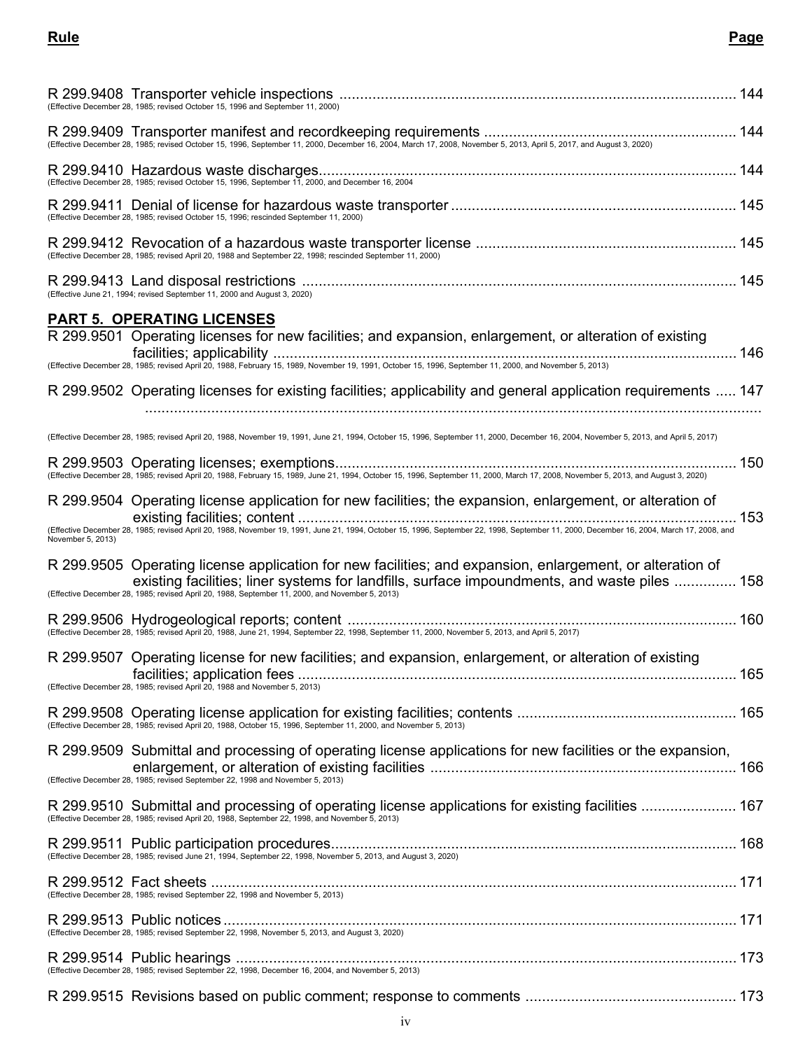**Rule** **Page**

R 299.9408 Transporter vehicle inspections ............................................................................................... 144
(Effective December 28, 1985; revised October 15, 1996 and September 11, 2000)

R 299.9409 Transporter manifest and recordkeeping requirements ............................................................ 144
(Effective December 28, 1985; revised October 15, 1996, September 11, 2000, December 16, 2004, March 17, 2008, November 5, 2013, April 5, 2017, and August 3, 2020)

R 299.9410 Hazardous waste discharges.................................................................................................... 144
(Effective December 28, 1985; revised October 15, 1996, September 11, 2000, and December 16, 2004

R 299.9411 Denial of license for hazardous waste transporter .................................................................... 145
(Effective December 28, 1985; revised October 15, 1996; rescinded September 11, 2000)

R 299.9412 Revocation of a hazardous waste transporter license .............................................................. 145
(Effective December 28, 1985; revised April 20, 1988 and September 22, 1998; rescinded September 11, 2000)

R 299.9413 Land disposal restrictions ........................................................................................................ 145
(Effective June 21, 1994; revised September 11, 2000 and August 3, 2020)

## PART 5. OPERATING LICENSES

R 299.9501 Operating licenses for new facilities; and expansion, enlargement, or alteration of existing facilities; applicability ............................................................................................................... 146
(Effective December 28, 1985; revised April 20, 1988, February 15, 1989, November 19, 1991, October 15, 1996, September 11, 2000, and November 5, 2013)

R 299.9502 Operating licenses for existing facilities; applicability and general application requirements ..... 147
(Effective December 28, 1985; revised April 20, 1988, November 19, 1991, June 21, 1994, October 15, 1996, September 11, 2000, December 16, 2004, November 5, 2013, and April 5, 2017)

R 299.9503 Operating licenses; exemptions................................................................................................ 150
(Effective December 28, 1985; revised April 20, 1988, February 15, 1989, June 21, 1994, October 15, 1996, September 11, 2000, March 17, 2008, November 5, 2013, and August 3, 2020)

R 299.9504 Operating license application for new facilities; the expansion, enlargement, or alteration of existing facilities; content ......................................................................................................... 153
(Effective December 28, 1985; revised April 20, 1988, November 19, 1991, June 21, 1994, October 15, 1996, September 22, 1998, September 11, 2000, December 16, 2004, March 17, 2008, and November 5, 2013)

R 299.9505 Operating license application for new facilities; and expansion, enlargement, or alteration of existing facilities; liner systems for landfills, surface impoundments, and waste piles ............... 158
(Effective December 28, 1985; revised April 20, 1988, September 11, 2000, and November 5, 2013)

R 299.9506 Hydrogeological reports; content ............................................................................................. 160
(Effective December 28, 1985; revised April 20, 1988, June 21, 1994, September 22, 1998, September 11, 2000, November 5, 2013, and April 5, 2017)

R 299.9507 Operating license for new facilities; and expansion, enlargement, or alteration of existing facilities; application fees ........................................................................................................ 165
(Effective December 28, 1985; revised April 20, 1988 and November 5, 2013)

R 299.9508 Operating license application for existing facilities; contents .................................................... 165
(Effective December 28, 1985; revised April 20, 1988, October 15, 1996, September 11, 2000, and November 5, 2013)

R 299.9509 Submittal and processing of operating license applications for new facilities or the expansion, enlargement, or alteration of existing facilities ......................................................................... 166
(Effective December 28, 1985; revised September 22, 1998 and November 5, 2013)

R 299.9510 Submittal and processing of operating license applications for existing facilities ....................... 167
(Effective December 28, 1985; revised April 20, 1988, September 22, 1998, and November 5, 2013)

R 299.9511 Public participation procedures................................................................................................ 168
(Effective December 28, 1985; revised June 21, 1994, September 22, 1998, November 5, 2013, and August 3, 2020)

R 299.9512 Fact sheets ............................................................................................................................. 171
(Effective December 28, 1985; revised September 22, 1998 and November 5, 2013)

R 299.9513 Public notices .......................................................................................................................... 171
(Effective December 28, 1985; revised September 22, 1998, November 5, 2013, and August 3, 2020)

R 299.9514 Public hearings ........................................................................................................................ 173
(Effective December 28, 1985; revised September 22, 1998, December 16, 2004, and November 5, 2013)

R 299.9515 Revisions based on public comment; response to comments .................................................. 173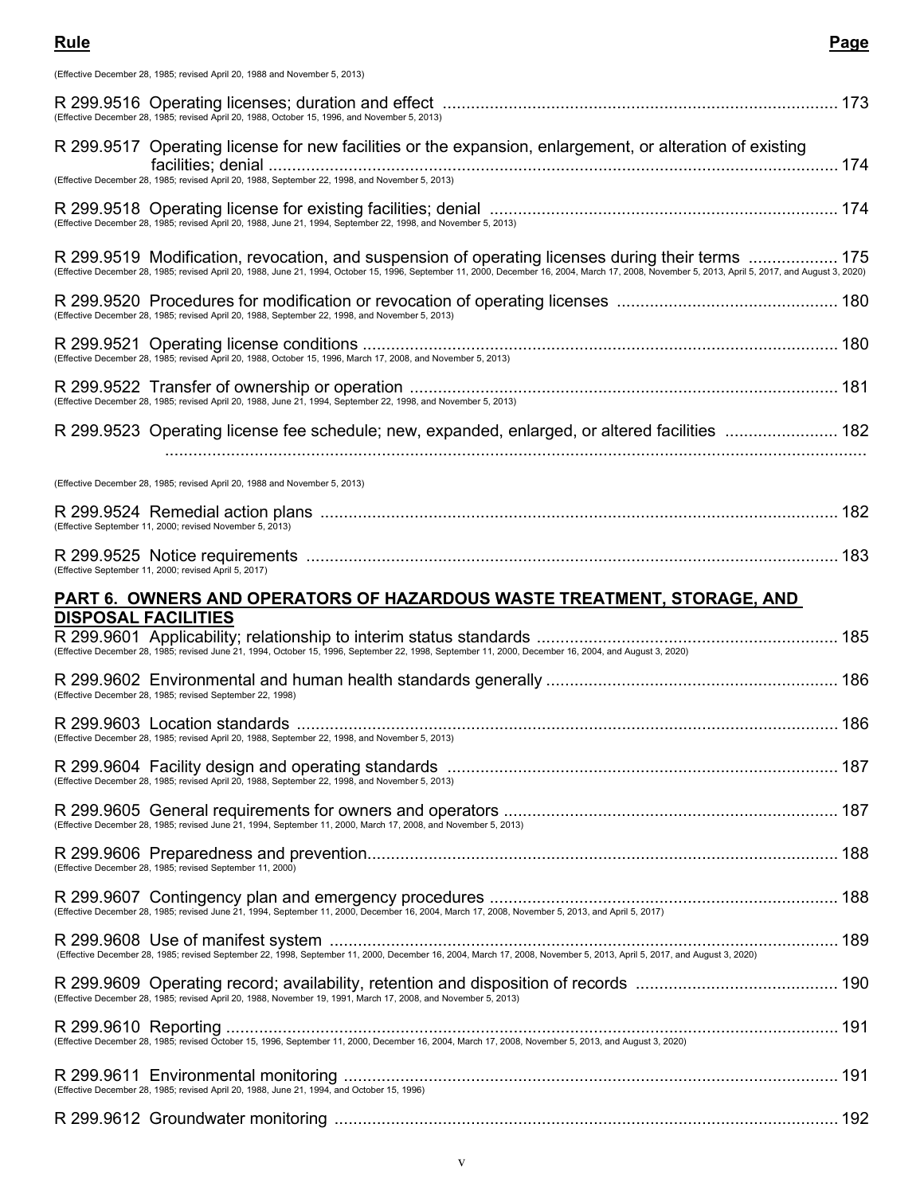**Rule** **Page**

(Effective December 28, 1985; revised April 20, 1988 and November 5, 2013)

R 299.9516 Operating licenses; duration and effect .................................................................................... 173
(Effective December 28, 1985; revised April 20, 1988, October 15, 1996, and November 5, 2013)

R 299.9517 Operating license for new facilities or the expansion, enlargement, or alteration of existing facilities; denial ........................................................................................................................ 174
(Effective December 28, 1985; revised April 20, 1988, September 22, 1998, and November 5, 2013)

R 299.9518 Operating license for existing facilities; denial .......................................................................... 174
(Effective December 28, 1985; revised April 20, 1988, June 21, 1994, September 22, 1998, and November 5, 2013)

R 299.9519 Modification, revocation, and suspension of operating licenses during their terms ................... 175
(Effective December 28, 1985; revised April 20, 1988, June 21, 1994, October 15, 1996, September 11, 2000, December 16, 2004, March 17, 2008, November 5, 2013, April 5, 2017, and August 3, 2020)

R 299.9520 Procedures for modification or revocation of operating licenses ............................................... 180
(Effective December 28, 1985; revised April 20, 1988, September 22, 1998, and November 5, 2013)

R 299.9521 Operating license conditions .................................................................................................... 180
(Effective December 28, 1985; revised April 20, 1988, October 15, 1996, March 17, 2008, and November 5, 2013)

R 299.9522 Transfer of ownership or operation .......................................................................................... 181
(Effective December 28, 1985; revised April 20, 1988, June 21, 1994, September 22, 1998, and November 5, 2013)

R 299.9523 Operating license fee schedule; new, expanded, enlarged, or altered facilities ........................ 182

(Effective December 28, 1985; revised April 20, 1988 and November 5, 2013)

R 299.9524 Remedial action plans ............................................................................................................. 182
(Effective September 11, 2000; revised November 5, 2013)

R 299.9525 Notice requirements ................................................................................................................ 183
(Effective September 11, 2000; revised April 5, 2017)

## PART 6. OWNERS AND OPERATORS OF HAZARDOUS WASTE TREATMENT, STORAGE, AND DISPOSAL FACILITIES

R 299.9601 Applicability; relationship to interim status standards ............................................................... 185
(Effective December 28, 1985; revised June 21, 1994, October 15, 1996, September 22, 1998, September 11, 2000, December 16, 2004, and August 3, 2020)

R 299.9602 Environmental and human health standards generally ............................................................. 186
(Effective December 28, 1985; revised September 22, 1998)

R 299.9603 Location standards .................................................................................................................. 186
(Effective December 28, 1985; revised April 20, 1988, September 22, 1998, and November 5, 2013)

R 299.9604 Facility design and operating standards .................................................................................. 187
(Effective December 28, 1985; revised April 20, 1988, September 22, 1998, and November 5, 2013)

R 299.9605 General requirements for owners and operators ...................................................................... 187
(Effective December 28, 1985; revised June 21, 1994, September 11, 2000, March 17, 2008, and November 5, 2013)

R 299.9606 Preparedness and prevention................................................................................................... 188
(Effective December 28, 1985; revised September 11, 2000)

R 299.9607 Contingency plan and emergency procedures ......................................................................... 188
(Effective December 28, 1985; revised June 21, 1994, September 11, 2000, December 16, 2004, March 17, 2008, November 5, 2013, and April 5, 2017)

R 299.9608 Use of manifest system ........................................................................................................... 189
(Effective December 28, 1985; revised September 22, 1998, September 11, 2000, December 16, 2004, March 17, 2008, November 5, 2013, April 5, 2017, and August 3, 2020)

R 299.9609 Operating record; availability, retention and disposition of records ........................................... 190
(Effective December 28, 1985; revised April 20, 1988, November 19, 1991, March 17, 2008, and November 5, 2013)

R 299.9610 Reporting ................................................................................................................................. 191
(Effective December 28, 1985; revised October 15, 1996, September 11, 2000, December 16, 2004, March 17, 2008, November 5, 2013, and August 3, 2020)

R 299.9611 Environmental monitoring ........................................................................................................ 191
(Effective December 28, 1985; revised April 20, 1988, June 21, 1994, and October 15, 1996)

R 299.9612 Groundwater monitoring .......................................................................................................... 192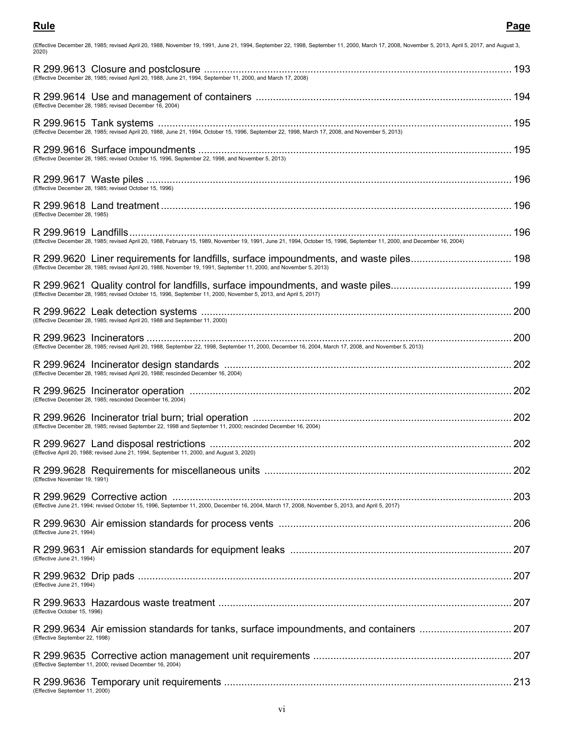| **Rule** | **Page** |
|---|---|
| (Effective December 28, 1985; revised April 20, 1988, November 19, 1991, June 21, 1994, September 22, 1998, September 11, 2000, March 17, 2008, November 5, 2013, April 5, 2017, and August 3, 2020) | |
| R 299.9613 Closure and postclosure<br>(Effective December 28, 1985; revised April 20, 1988, June 21, 1994, September 11, 2000, and March 17, 2008) | 193 |
| R 299.9614 Use and management of containers<br>(Effective December 28, 1985; revised December 16, 2004) | 194 |
| R 299.9615 Tank systems<br>(Effective December 28, 1985; revised April 20, 1988, June 21, 1994, October 15, 1996, September 22, 1998, March 17, 2008, and November 5, 2013) | 195 |
| R 299.9616 Surface impoundments<br>(Effective December 28, 1985; revised October 15, 1996, September 22, 1998, and November 5, 2013) | 195 |
| R 299.9617 Waste piles<br>(Effective December 28, 1985; revised October 15, 1996) | 196 |
| R 299.9618 Land treatment<br>(Effective December 28, 1985) | 196 |
| R 299.9619 Landfills<br>(Effective December 28, 1985; revised April 20, 1988, February 15, 1989, November 19, 1991, June 21, 1994, October 15, 1996, September 11, 2000, and December 16, 2004) | 196 |
| R 299.9620 Liner requirements for landfills, surface impoundments, and waste piles<br>(Effective December 28, 1985; revised April 20, 1988, November 19, 1991, September 11, 2000, and November 5, 2013) | 198 |
| R 299.9621 Quality control for landfills, surface impoundments, and waste piles<br>(Effective December 28, 1985; revised October 15, 1996, September 11, 2000, November 5, 2013, and April 5, 2017) | 199 |
| R 299.9622 Leak detection systems<br>(Effective December 28, 1985; revised April 20, 1988 and September 11, 2000) | 200 |
| R 299.9623 Incinerators<br>(Effective December 28, 1985; revised April 20, 1988, September 22, 1998, September 11, 2000, December 16, 2004, March 17, 2008, and November 5, 2013) | 200 |
| R 299.9624 Incinerator design standards<br>(Effective December 28, 1985; revised April 20, 1988; rescinded December 16, 2004) | 202 |
| R 299.9625 Incinerator operation<br>(Effective December 28, 1985; rescinded December 16, 2004) | 202 |
| R 299.9626 Incinerator trial burn; trial operation<br>(Effective December 28, 1985; revised September 22, 1998 and September 11, 2000; rescinded December 16, 2004) | 202 |
| R 299.9627 Land disposal restrictions<br>(Effective April 20, 1988; revised June 21, 1994, September 11, 2000, and August 3, 2020) | 202 |
| R 299.9628 Requirements for miscellaneous units<br>(Effective November 19, 1991) | 202 |
| R 299.9629 Corrective action<br>(Effective June 21, 1994; revised October 15, 1996, September 11, 2000, December 16, 2004, March 17, 2008, November 5, 2013, and April 5, 2017) | 203 |
| R 299.9630 Air emission standards for process vents<br>(Effective June 21, 1994) | 206 |
| R 299.9631 Air emission standards for equipment leaks<br>(Effective June 21, 1994) | 207 |
| R 299.9632 Drip pads<br>(Effective June 21, 1994) | 207 |
| R 299.9633 Hazardous waste treatment<br>(Effective October 15, 1996) | 207 |
| R 299.9634 Air emission standards for tanks, surface impoundments, and containers<br>(Effective September 22, 1998) | 207 |
| R 299.9635 Corrective action management unit requirements<br>(Effective September 11, 2000; revised December 16, 2004) | 207 |
| R 299.9636 Temporary unit requirements<br>(Effective September 11, 2000) | 213 |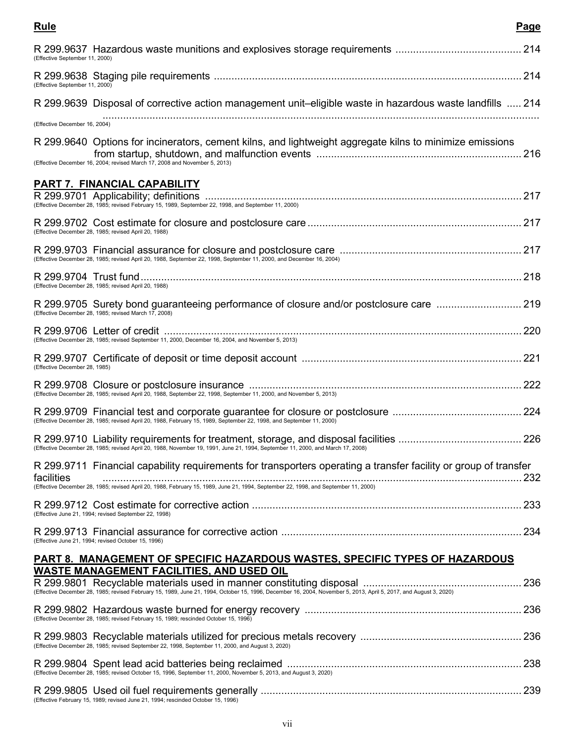| Rule | Page |
|---|---|
| R 299.9637 Hazardous waste munitions and explosives storage requirements (Effective September 11, 2000) | 214 |
| R 299.9638 Staging pile requirements (Effective September 11, 2000) | 214 |
| R 299.9639 Disposal of corrective action management unit–eligible waste in hazardous waste landfills (Effective December 16, 2004) | 214 |
| R 299.9640 Options for incinerators, cement kilns, and lightweight aggregate kilns to minimize emissions from startup, shutdown, and malfunction events (Effective December 16, 2004; revised March 17, 2008 and November 5, 2013) | 216 |

## PART 7. FINANCIAL CAPABILITY

| Rule | Page |
|---|---|
| R 299.9701 Applicability; definitions (Effective December 28, 1985; revised February 15, 1989, September 22, 1998, and September 11, 2000) | 217 |
| R 299.9702 Cost estimate for closure and postclosure care (Effective December 28, 1985; revised April 20, 1988) | 217 |
| R 299.9703 Financial assurance for closure and postclosure care (Effective December 28, 1985; revised April 20, 1988, September 22, 1998, September 11, 2000, and December 16, 2004) | 217 |
| R 299.9704 Trust fund (Effective December 28, 1985; revised April 20, 1988) | 218 |
| R 299.9705 Surety bond guaranteeing performance of closure and/or postclosure care (Effective December 28, 1985; revised March 17, 2008) | 219 |
| R 299.9706 Letter of credit (Effective December 28, 1985; revised September 11, 2000, December 16, 2004, and November 5, 2013) | 220 |
| R 299.9707 Certificate of deposit or time deposit account (Effective December 28, 1985) | 221 |
| R 299.9708 Closure or postclosure insurance (Effective December 28, 1985; revised April 20, 1988, September 22, 1998, September 11, 2000, and November 5, 2013) | 222 |
| R 299.9709 Financial test and corporate guarantee for closure or postclosure (Effective December 28, 1985; revised April 20, 1988, February 15, 1989, September 22, 1998, and September 11, 2000) | 224 |
| R 299.9710 Liability requirements for treatment, storage, and disposal facilities (Effective December 28, 1985; revised April 20, 1988, November 19, 1991, June 21, 1994, September 11, 2000, and March 17, 2008) | 226 |
| R 299.9711 Financial capability requirements for transporters operating a transfer facility or group of transfer facilities (Effective December 28, 1985; revised April 20, 1988, February 15, 1989, June 21, 1994, September 22, 1998, and September 11, 2000) | 232 |
| R 299.9712 Cost estimate for corrective action (Effective June 21, 1994; revised September 22, 1998) | 233 |
| R 299.9713 Financial assurance for corrective action (Effective June 21, 1994; revised October 15, 1996) | 234 |

## PART 8. MANAGEMENT OF SPECIFIC HAZARDOUS WASTES, SPECIFIC TYPES OF HAZARDOUS WASTE MANAGEMENT FACILITIES, AND USED OIL

| Rule | Page |
|---|---|
| R 299.9801 Recyclable materials used in manner constituting disposal (Effective December 28, 1985; revised February 15, 1989, June 21, 1994, October 15, 1996, December 16, 2004, November 5, 2013, April 5, 2017, and August 3, 2020) | 236 |
| R 299.9802 Hazardous waste burned for energy recovery (Effective December 28, 1985; revised February 15, 1989; rescinded October 15, 1996) | 236 |
| R 299.9803 Recyclable materials utilized for precious metals recovery (Effective December 28, 1985; revised September 22, 1998, September 11, 2000, and August 3, 2020) | 236 |
| R 299.9804 Spent lead acid batteries being reclaimed (Effective December 28, 1985; revised October 15, 1996, September 11, 2000, November 5, 2013, and August 3, 2020) | 238 |
| R 299.9805 Used oil fuel requirements generally (Effective February 15, 1989; revised June 21, 1994; rescinded October 15, 1996) | 239 |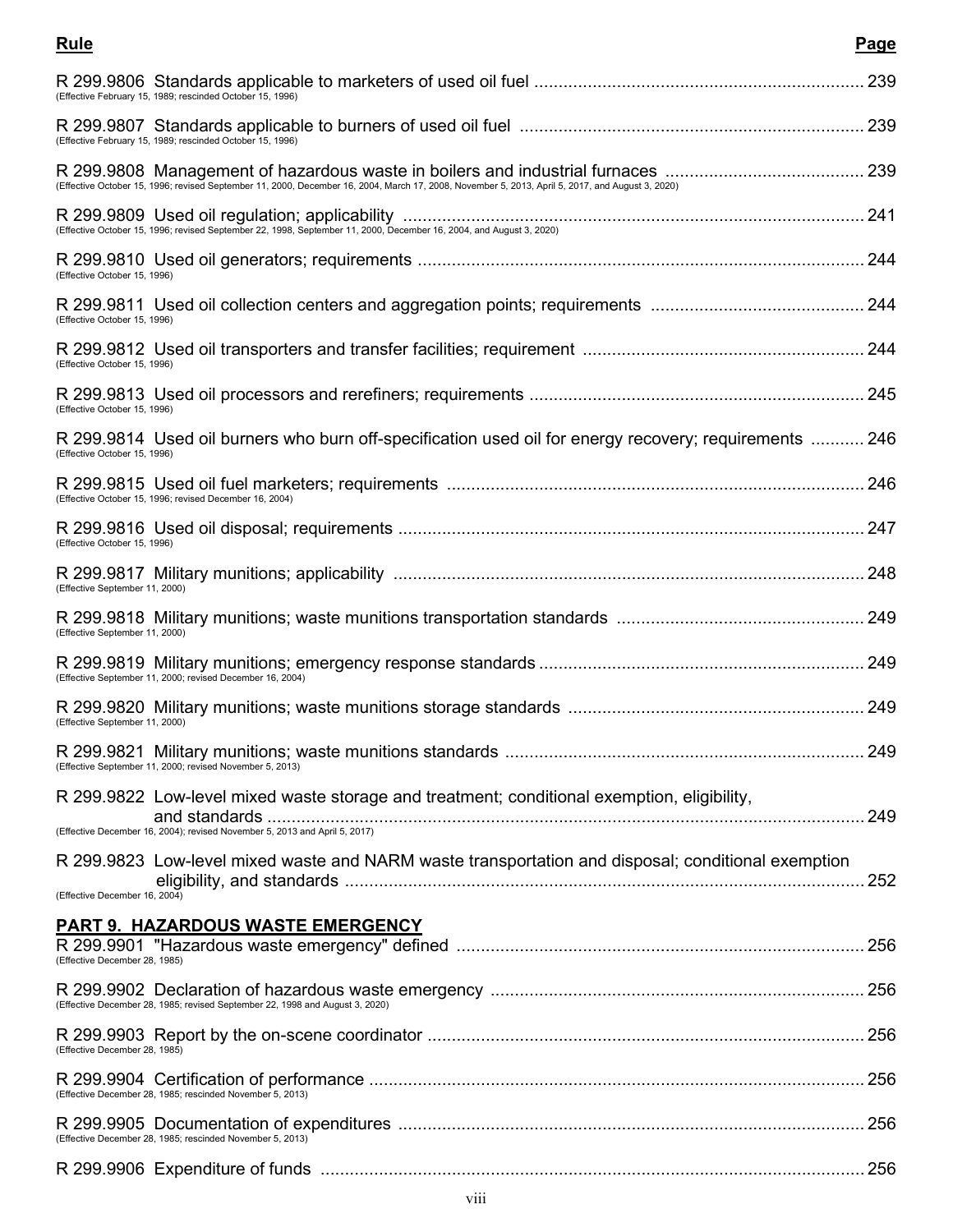| **Rule** | **Page** |
|---|---|
| R 299.9806 Standards applicable to marketers of used oil fuel<br>(Effective February 15, 1989; rescinded October 15, 1996) | 239 |
| R 299.9807 Standards applicable to burners of used oil fuel<br>(Effective February 15, 1989; rescinded October 15, 1996) | 239 |
| R 299.9808 Management of hazardous waste in boilers and industrial furnaces<br>(Effective October 15, 1996; revised September 11, 2000, December 16, 2004, March 17, 2008, November 5, 2013, April 5, 2017, and August 3, 2020) | 239 |
| R 299.9809 Used oil regulation; applicability<br>(Effective October 15, 1996; revised September 22, 1998, September 11, 2000, December 16, 2004, and August 3, 2020) | 241 |
| R 299.9810 Used oil generators; requirements<br>(Effective October 15, 1996) | 244 |
| R 299.9811 Used oil collection centers and aggregation points; requirements<br>(Effective October 15, 1996) | 244 |
| R 299.9812 Used oil transporters and transfer facilities; requirement<br>(Effective October 15, 1996) | 244 |
| R 299.9813 Used oil processors and rerefiners; requirements<br>(Effective October 15, 1996) | 245 |
| R 299.9814 Used oil burners who burn off-specification used oil for energy recovery; requirements<br>(Effective October 15, 1996) | 246 |
| R 299.9815 Used oil fuel marketers; requirements<br>(Effective October 15, 1996; revised December 16, 2004) | 246 |
| R 299.9816 Used oil disposal; requirements<br>(Effective October 15, 1996) | 247 |
| R 299.9817 Military munitions; applicability<br>(Effective September 11, 2000) | 248 |
| R 299.9818 Military munitions; waste munitions transportation standards<br>(Effective September 11, 2000) | 249 |
| R 299.9819 Military munitions; emergency response standards<br>(Effective September 11, 2000; revised December 16, 2004) | 249 |
| R 299.9820 Military munitions; waste munitions storage standards<br>(Effective September 11, 2000) | 249 |
| R 299.9821 Military munitions; waste munitions standards<br>(Effective September 11, 2000; revised November 5, 2013) | 249 |
| R 299.9822 Low-level mixed waste storage and treatment; conditional exemption, eligibility, and standards<br>(Effective December 16, 2004); revised November 5, 2013 and April 5, 2017) | 249 |
| R 299.9823 Low-level mixed waste and NARM waste transportation and disposal; conditional exemption eligibility, and standards<br>(Effective December 16, 2004) | 252 |
| **PART 9. HAZARDOUS WASTE EMERGENCY** | |
| R 299.9901 "Hazardous waste emergency" defined<br>(Effective December 28, 1985) | 256 |
| R 299.9902 Declaration of hazardous waste emergency<br>(Effective December 28, 1985; revised September 22, 1998 and August 3, 2020) | 256 |
| R 299.9903 Report by the on-scene coordinator<br>(Effective December 28, 1985) | 256 |
| R 299.9904 Certification of performance<br>(Effective December 28, 1985; rescinded November 5, 2013) | 256 |
| R 299.9905 Documentation of expenditures<br>(Effective December 28, 1985; rescinded November 5, 2013) | 256 |
| R 299.9906 Expenditure of funds | 256 |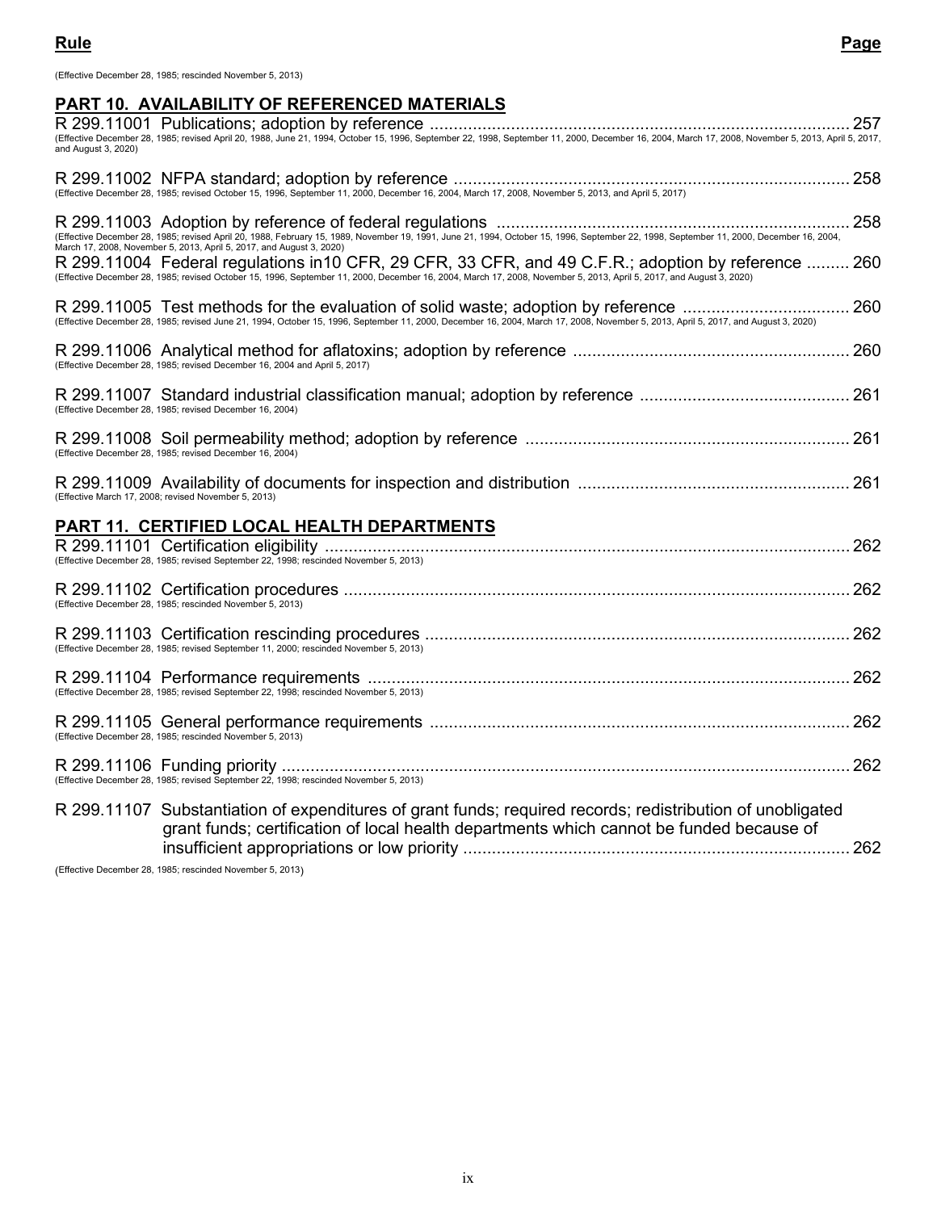**Rule** **Page**

(Effective December 28, 1985; rescinded November 5, 2013)

## PART 10. AVAILABILITY OF REFERENCED MATERIALS

R 299.11001 Publications; adoption by reference ........................................................................................ 257
(Effective December 28, 1985; revised April 20, 1988, June 21, 1994, October 15, 1996, September 22, 1998, September 11, 2000, December 16, 2004, March 17, 2008, November 5, 2013, April 5, 2017, and August 3, 2020)

R 299.11002 NFPA standard; adoption by reference .................................................................................. 258
(Effective December 28, 1985; revised October 15, 1996, September 11, 2000, December 16, 2004, March 17, 2008, November 5, 2013, and April 5, 2017)

R 299.11003 Adoption by reference of federal regulations .......................................................................... 258
(Effective December 28, 1985; revised April 20, 1988, February 15, 1989, November 19, 1991, June 21, 1994, October 15, 1996, September 22, 1998, September 11, 2000, December 16, 2004, March 17, 2008, November 5, 2013, April 5, 2017, and August 3, 2020)

R 299.11004 Federal regulations in10 CFR, 29 CFR, 33 CFR, and 49 C.F.R.; adoption by reference ......... 260
(Effective December 28, 1985; revised October 15, 1996, September 11, 2000, December 16, 2004, March 17, 2008, November 5, 2013, April 5, 2017, and August 3, 2020)

R 299.11005 Test methods for the evaluation of solid waste; adoption by reference .................................. 260
(Effective December 28, 1985; revised June 21, 1994, October 15, 1996, September 11, 2000, December 16, 2004, March 17, 2008, November 5, 2013, April 5, 2017, and August 3, 2020)

R 299.11006 Analytical method for aflatoxins; adoption by reference .......................................................... 260
(Effective December 28, 1985; revised December 16, 2004 and April 5, 2017)

R 299.11007 Standard industrial classification manual; adoption by reference ............................................ 261
(Effective December 28, 1985; revised December 16, 2004)

R 299.11008 Soil permeability method; adoption by reference .................................................................... 261
(Effective December 28, 1985; revised December 16, 2004)

R 299.11009 Availability of documents for inspection and distribution ......................................................... 261
(Effective March 17, 2008; revised November 5, 2013)

## PART 11. CERTIFIED LOCAL HEALTH DEPARTMENTS

R 299.11101 Certification eligibility ............................................................................................................. 262
(Effective December 28, 1985; revised September 22, 1998; rescinded November 5, 2013)

R 299.11102 Certification procedures ......................................................................................................... 262
(Effective December 28, 1985; rescinded November 5, 2013)

R 299.11103 Certification rescinding procedures ........................................................................................ 262
(Effective December 28, 1985; revised September 11, 2000; rescinded November 5, 2013)

R 299.11104 Performance requirements .................................................................................................... 262
(Effective December 28, 1985; revised September 22, 1998; rescinded November 5, 2013)

R 299.11105 General performance requirements ....................................................................................... 262
(Effective December 28, 1985; rescinded November 5, 2013)

R 299.11106 Funding priority ...................................................................................................................... 262
(Effective December 28, 1985; revised September 22, 1998; rescinded November 5, 2013)

R 299.11107 Substantiation of expenditures of grant funds; required records; redistribution of unobligated grant funds; certification of local health departments which cannot be funded because of insufficient appropriations or low priority ................................................................................. 262
(Effective December 28, 1985; rescinded November 5, 2013)